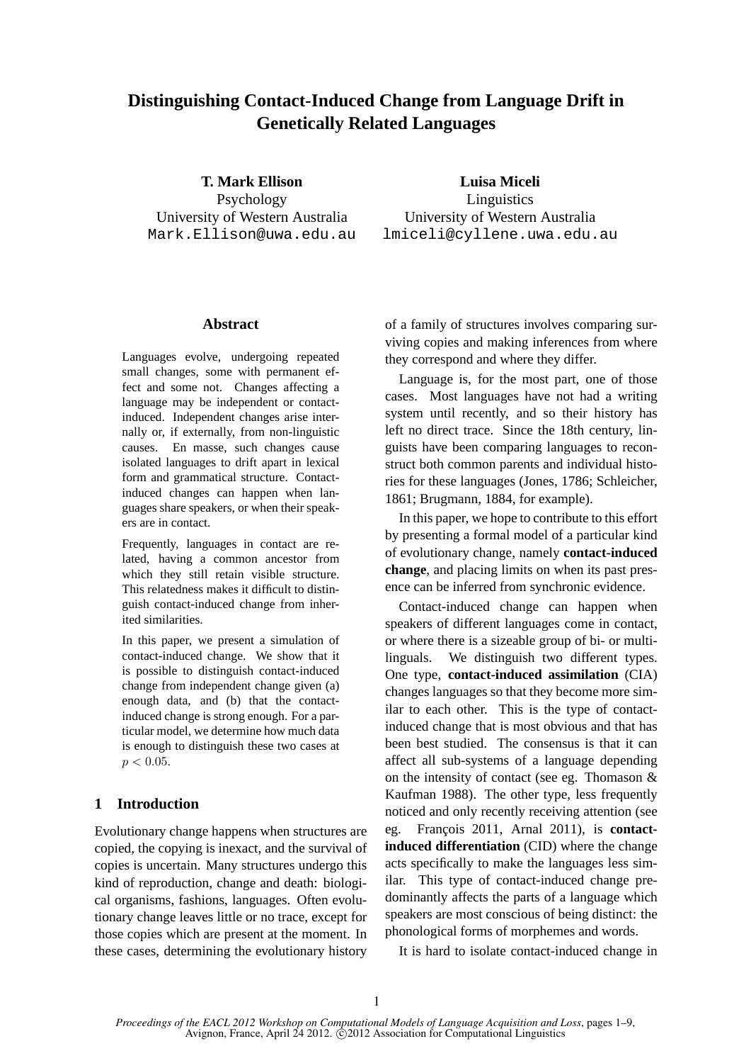# Distinguishing Contact-Induced Change from Language Drift in Genetically Related Languages

**T. Mark Ellison**
Psychology
University of Western Australia
Mark.Ellison@uwa.edu.au

**Luisa Miceli**
Linguistics
University of Western Australia
lmiceli@cyllene.uwa.edu.au

## Abstract

Languages evolve, undergoing repeated small changes, some with permanent effect and some not. Changes affecting a language may be independent or contact-induced. Independent changes arise internally or, if externally, from non-linguistic causes. En masse, such changes cause isolated languages to drift apart in lexical form and grammatical structure. Contact-induced changes can happen when languages share speakers, or when their speakers are in contact.

Frequently, languages in contact are related, having a common ancestor from which they still retain visible structure. This relatedness makes it difficult to distinguish contact-induced change from inherited similarities.

In this paper, we present a simulation of contact-induced change. We show that it is possible to distinguish contact-induced change from independent change given (a) enough data, and (b) that the contact-induced change is strong enough. For a particular model, we determine how much data is enough to distinguish these two cases at $p < 0.05$.

## 1 Introduction

Evolutionary change happens when structures are copied, the copying is inexact, and the survival of copies is uncertain. Many structures undergo this kind of reproduction, change and death: biological organisms, fashions, languages. Often evolutionary change leaves little or no trace, except for those copies which are present at the moment. In these cases, determining the evolutionary history of a family of structures involves comparing surviving copies and making inferences from where they correspond and where they differ.

Language is, for the most part, one of those cases. Most languages have not had a writing system until recently, and so their history has left no direct trace. Since the 18th century, linguists have been comparing languages to reconstruct both common parents and individual histories for these languages (Jones, 1786; Schleicher, 1861; Brugmann, 1884, for example).

In this paper, we hope to contribute to this effort by presenting a formal model of a particular kind of evolutionary change, namely **contact-induced change**, and placing limits on when its past presence can be inferred from synchronic evidence.

Contact-induced change can happen when speakers of different languages come in contact, or where there is a sizeable group of bi- or multilinguals. We distinguish two different types. One type, **contact-induced assimilation** (CIA) changes languages so that they become more similar to each other. This is the type of contact-induced change that is most obvious and that has been best studied. The consensus is that it can affect all sub-systems of a language depending on the intensity of contact (see eg. Thomason & Kaufman 1988). The other type, less frequently noticed and only recently receiving attention (see eg. François 2011, Arnal 2011), is **contact-induced differentiation** (CID) where the change acts specifically to make the languages less similar. This type of contact-induced change predominantly affects the parts of a language which speakers are most conscious of being distinct: the phonological forms of morphemes and words.

It is hard to isolate contact-induced change in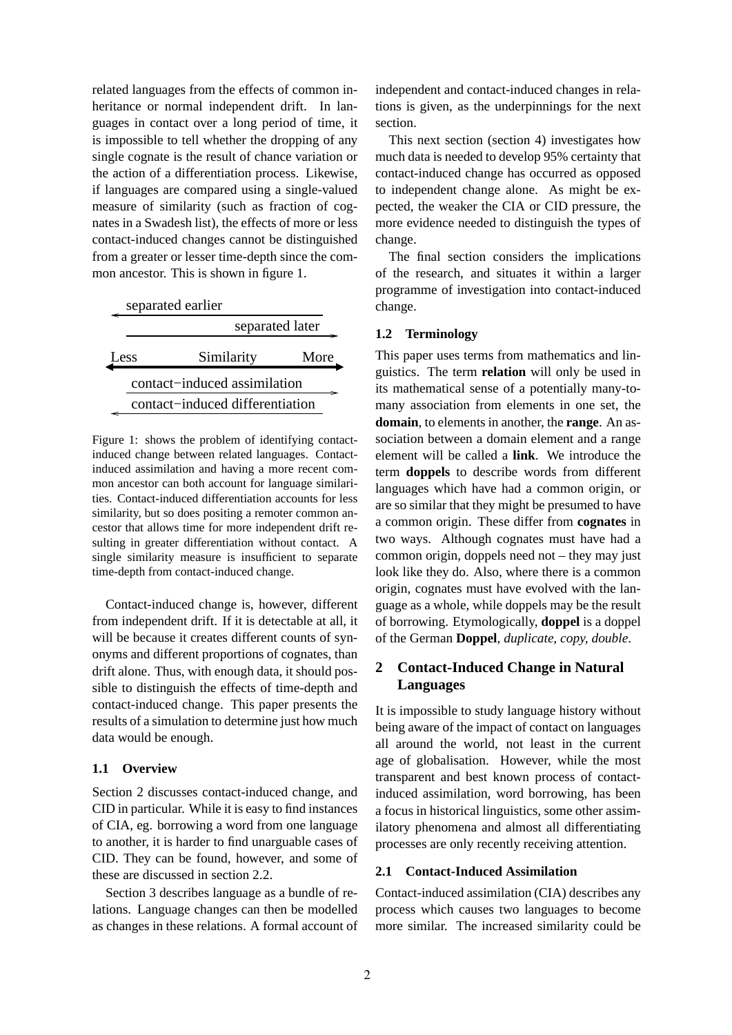related languages from the effects of common inheritance or normal independent drift. In languages in contact over a long period of time, it is impossible to tell whether the dropping of any single cognate is the result of chance variation or the action of a differentiation process. Likewise, if languages are compared using a single-valued measure of similarity (such as fraction of cognates in a Swadesh list), the effects of more or less contact-induced changes cannot be distinguished from a greater or lesser time-depth since the common ancestor. This is shown in figure 1.

separated earlier
separated later
Less Similarity More
contact−induced assimilation
contact−induced differentiation

Figure 1: shows the problem of identifying contact-induced change between related languages. Contact-induced assimilation and having a more recent common ancestor can both account for language similarities. Contact-induced differentiation accounts for less similarity, but so does positing a remoter common ancestor that allows time for more independent drift resulting in greater differentiation without contact. A single similarity measure is insufficient to separate time-depth from contact-induced change.

Contact-induced change is, however, different from independent drift. If it is detectable at all, it will be because it creates different counts of synonyms and different proportions of cognates, than drift alone. Thus, with enough data, it should possible to distinguish the effects of time-depth and contact-induced change. This paper presents the results of a simulation to determine just how much data would be enough.

### 1.1 Overview

Section 2 discusses contact-induced change, and CID in particular. While it is easy to find instances of CIA, eg. borrowing a word from one language to another, it is harder to find unarguable cases of CID. They can be found, however, and some of these are discussed in section 2.2.

Section 3 describes language as a bundle of relations. Language changes can then be modelled as changes in these relations. A formal account of independent and contact-induced changes in relations is given, as the underpinnings for the next section.

This next section (section 4) investigates how much data is needed to develop 95% certainty that contact-induced change has occurred as opposed to independent change alone. As might be expected, the weaker the CIA or CID pressure, the more evidence needed to distinguish the types of change.

The final section considers the implications of the research, and situates it within a larger programme of investigation into contact-induced change.

### 1.2 Terminology

This paper uses terms from mathematics and linguistics. The term **relation** will only be used in its mathematical sense of a potentially many-to-many association from elements in one set, the **domain**, to elements in another, the **range**. An association between a domain element and a range element will be called a **link**. We introduce the term **doppels** to describe words from different languages which have had a common origin, or are so similar that they might be presumed to have a common origin. These differ from **cognates** in two ways. Although cognates must have had a common origin, doppels need not – they may just look like they do. Also, where there is a common origin, cognates must have evolved with the language as a whole, while doppels may be the result of borrowing. Etymologically, **doppel** is a doppel of the German **Doppel**, *duplicate, copy, double*.

## 2 Contact-Induced Change in Natural Languages

It is impossible to study language history without being aware of the impact of contact on languages all around the world, not least in the current age of globalisation. However, while the most transparent and best known process of contact-induced assimilation, word borrowing, has been a focus in historical linguistics, some other assimilatory phenomena and almost all differentiating processes are only recently receiving attention.

### 2.1 Contact-Induced Assimilation

Contact-induced assimilation (CIA) describes any process which causes two languages to become more similar. The increased similarity could be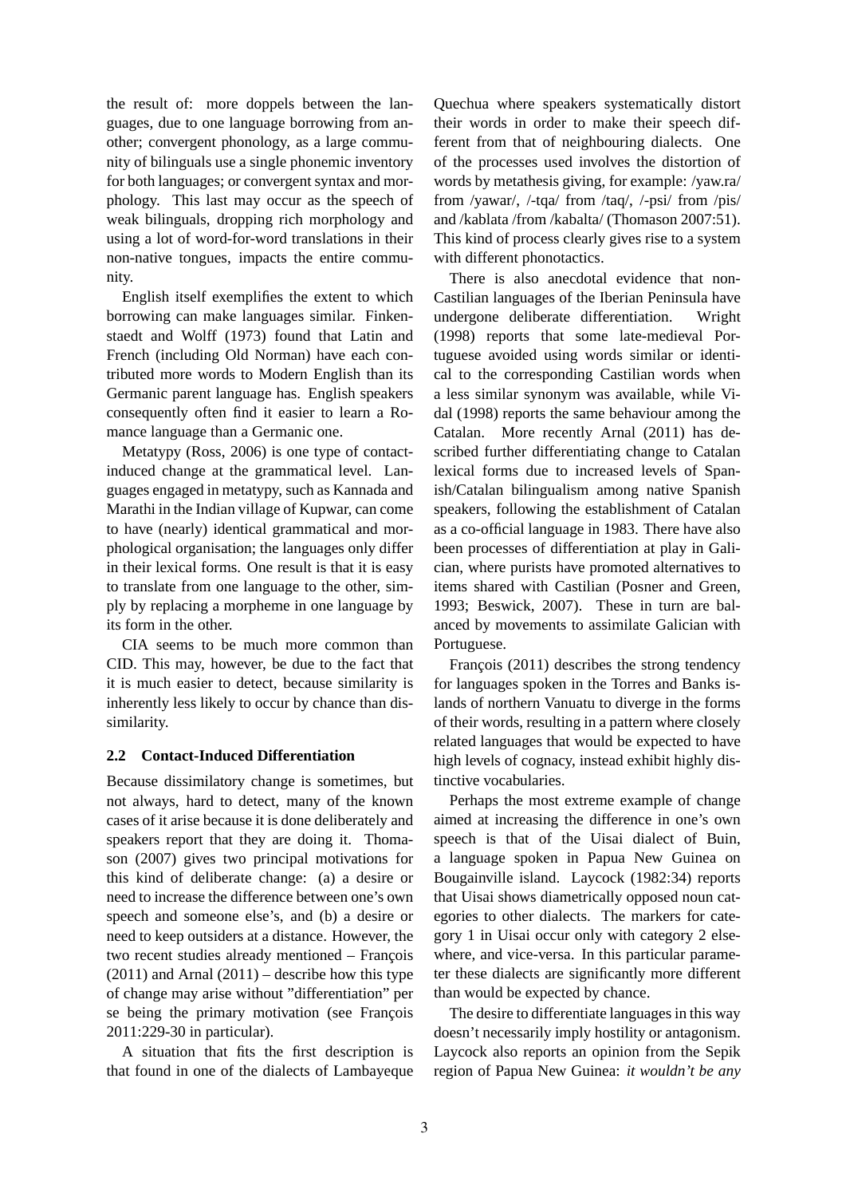the result of: more doppels between the languages, due to one language borrowing from another; convergent phonology, as a large community of bilinguals use a single phonemic inventory for both languages; or convergent syntax and morphology. This last may occur as the speech of weak bilinguals, dropping rich morphology and using a lot of word-for-word translations in their non-native tongues, impacts the entire community.

English itself exemplifies the extent to which borrowing can make languages similar. Finkenstaedt and Wolff (1973) found that Latin and French (including Old Norman) have each contributed more words to Modern English than its Germanic parent language has. English speakers consequently often find it easier to learn a Romance language than a Germanic one.

Metatypy (Ross, 2006) is one type of contact-induced change at the grammatical level. Languages engaged in metatypy, such as Kannada and Marathi in the Indian village of Kupwar, can come to have (nearly) identical grammatical and morphological organisation; the languages only differ in their lexical forms. One result is that it is easy to translate from one language to the other, simply by replacing a morpheme in one language by its form in the other.

CIA seems to be much more common than CID. This may, however, be due to the fact that it is much easier to detect, because similarity is inherently less likely to occur by chance than dissimilarity.

### 2.2 Contact-Induced Differentiation

Because dissimilatory change is sometimes, but not always, hard to detect, many of the known cases of it arise because it is done deliberately and speakers report that they are doing it. Thomason (2007) gives two principal motivations for this kind of deliberate change: (a) a desire or need to increase the difference between one's own speech and someone else's, and (b) a desire or need to keep outsiders at a distance. However, the two recent studies already mentioned – François (2011) and Arnal (2011) – describe how this type of change may arise without "differentiation" per se being the primary motivation (see François 2011:229-30 in particular).

A situation that fits the first description is that found in one of the dialects of Lambayeque Quechua where speakers systematically distort their words in order to make their speech different from that of neighbouring dialects. One of the processes used involves the distortion of words by metathesis giving, for example: /yaw.ra/ from /yawar/, /-tqa/ from /taq/, /-psi/ from /pis/ and /kablata /from /kabalta/ (Thomason 2007:51). This kind of process clearly gives rise to a system with different phonotactics.

There is also anecdotal evidence that non-Castilian languages of the Iberian Peninsula have undergone deliberate differentiation. Wright (1998) reports that some late-medieval Portuguese avoided using words similar or identical to the corresponding Castilian words when a less similar synonym was available, while Vidal (1998) reports the same behaviour among the Catalan. More recently Arnal (2011) has described further differentiating change to Catalan lexical forms due to increased levels of Spanish/Catalan bilingualism among native Spanish speakers, following the establishment of Catalan as a co-official language in 1983. There have also been processes of differentiation at play in Galician, where purists have promoted alternatives to items shared with Castilian (Posner and Green, 1993; Beswick, 2007). These in turn are balanced by movements to assimilate Galician with Portuguese.

François (2011) describes the strong tendency for languages spoken in the Torres and Banks islands of northern Vanuatu to diverge in the forms of their words, resulting in a pattern where closely related languages that would be expected to have high levels of cognacy, instead exhibit highly distinctive vocabularies.

Perhaps the most extreme example of change aimed at increasing the difference in one's own speech is that of the Uisai dialect of Buin, a language spoken in Papua New Guinea on Bougainville island. Laycock (1982:34) reports that Uisai shows diametrically opposed noun categories to other dialects. The markers for category 1 in Uisai occur only with category 2 elsewhere, and vice-versa. In this particular parameter these dialects are significantly more different than would be expected by chance.

The desire to differentiate languages in this way doesn't necessarily imply hostility or antagonism. Laycock also reports an opinion from the Sepik region of Papua New Guinea: *it wouldn't be any*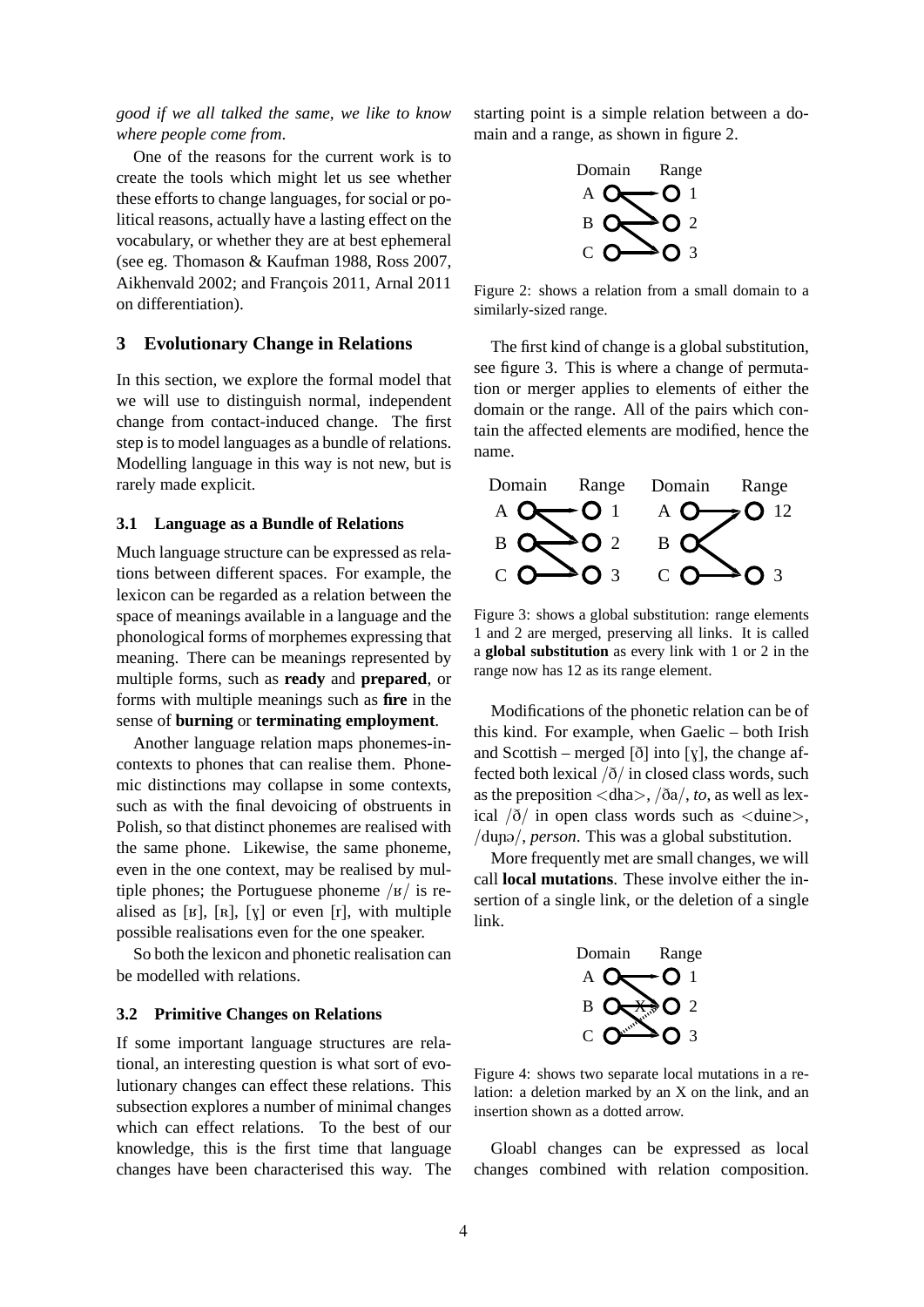*good if we all talked the same, we like to know where people come from*.

One of the reasons for the current work is to create the tools which might let us see whether these efforts to change languages, for social or political reasons, actually have a lasting effect on the vocabulary, or whether they are at best ephemeral (see eg. Thomason & Kaufman 1988, Ross 2007, Aikhenvald 2002; and François 2011, Arnal 2011 on differentiation).

## 3 Evolutionary Change in Relations

In this section, we explore the formal model that we will use to distinguish normal, independent change from contact-induced change. The first step is to model languages as a bundle of relations. Modelling language in this way is not new, but is rarely made explicit.

### 3.1 Language as a Bundle of Relations

Much language structure can be expressed as relations between different spaces. For example, the lexicon can be regarded as a relation between the space of meanings available in a language and the phonological forms of morphemes expressing that meaning. There can be meanings represented by multiple forms, such as **ready** and **prepared**, or forms with multiple meanings such as **fire** in the sense of **burning** or **terminating employment**.

Another language relation maps phonemes-in-contexts to phones that can realise them. Phonemic distinctions may collapse in some contexts, such as with the final devoicing of obstruents in Polish, so that distinct phonemes are realised with the same phone. Likewise, the same phoneme, even in the one context, may be realised by multiple phones; the Portuguese phoneme /ʁ/ is realised as [ʁ], [ʀ], [ɣ] or even [r], with multiple possible realisations even for the one speaker.

So both the lexicon and phonetic realisation can be modelled with relations.

### 3.2 Primitive Changes on Relations

If some important language structures are relational, an interesting question is what sort of evolutionary changes can effect these relations. This subsection explores a number of minimal changes which can effect relations. To the best of our knowledge, this is the first time that language changes have been characterised this way. The starting point is a simple relation between a domain and a range, as shown in figure 2.

Figure 2: shows a relation from a small domain to a similarly-sized range.

The first kind of change is a global substitution, see figure 3. This is where a change of permutation or merger applies to elements of either the domain or the range. All of the pairs which contain the affected elements are modified, hence the name.

Figure 3: shows a global substitution: range elements 1 and 2 are merged, preserving all links. It is called a **global substitution** as every link with 1 or 2 in the range now has 12 as its range element.

Modifications of the phonetic relation can be of this kind. For example, when Gaelic – both Irish and Scottish – merged [ð] into [ɣ], the change affected both lexical /ð/ in closed class words, such as the preposition <dha>, /ða/, *to*, as well as lexical /ð/ in open class words such as <duine>, /duɲə/, *person*. This was a global substitution.

More frequently met are small changes, we will call **local mutations**. These involve either the insertion of a single link, or the deletion of a single link.

Figure 4: shows two separate local mutations in a relation: a deletion marked by an X on the link, and an insertion shown as a dotted arrow.

Gloabl changes can be expressed as local changes combined with relation composition.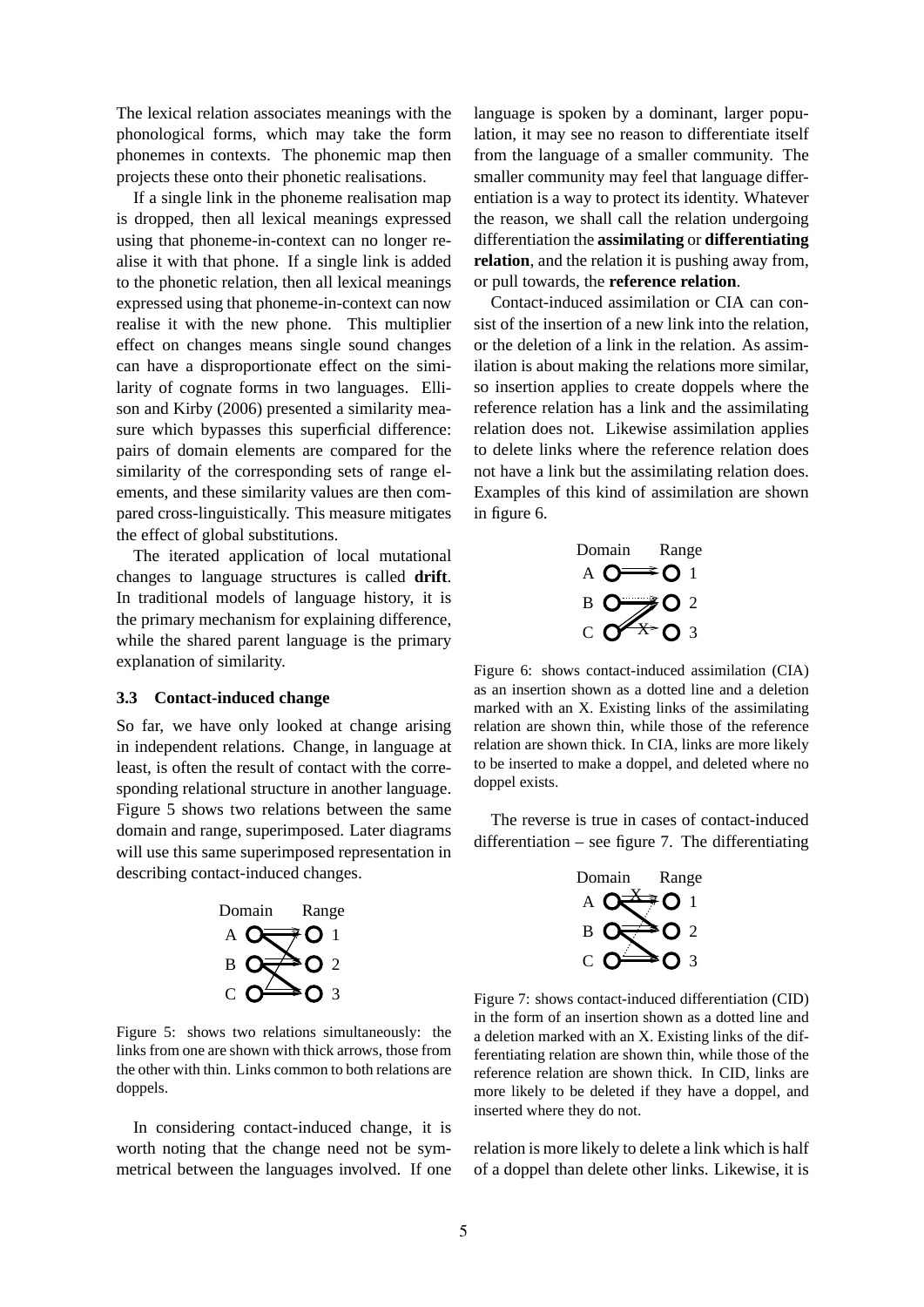The lexical relation associates meanings with the phonological forms, which may take the form phonemes in contexts. The phonemic map then projects these onto their phonetic realisations.

If a single link in the phoneme realisation map is dropped, then all lexical meanings expressed using that phoneme-in-context can no longer realise it with that phone. If a single link is added to the phonetic relation, then all lexical meanings expressed using that phoneme-in-context can now realise it with the new phone. This multiplier effect on changes means single sound changes can have a disproportionate effect on the similarity of cognate forms in two languages. Ellison and Kirby (2006) presented a similarity measure which bypasses this superficial difference: pairs of domain elements are compared for the similarity of the corresponding sets of range elements, and these similarity values are then compared cross-linguistically. This measure mitigates the effect of global substitutions.

The iterated application of local mutational changes to language structures is called **drift**. In traditional models of language history, it is the primary mechanism for explaining difference, while the shared parent language is the primary explanation of similarity.

### 3.3 Contact-induced change

So far, we have only looked at change arising in independent relations. Change, in language at least, is often the result of contact with the corresponding relational structure in another language. Figure 5 shows two relations between the same domain and range, superimposed. Later diagrams will use this same superimposed representation in describing contact-induced changes.

Figure 5: shows two relations simultaneously: the links from one are shown with thick arrows, those from the other with thin. Links common to both relations are doppels.

In considering contact-induced change, it is worth noting that the change need not be symmetrical between the languages involved. If one language is spoken by a dominant, larger population, it may see no reason to differentiate itself from the language of a smaller community. The smaller community may feel that language differentiation is a way to protect its identity. Whatever the reason, we shall call the relation undergoing differentiation the **assimilating** or **differentiating relation**, and the relation it is pushing away from, or pull towards, the **reference relation**.

Contact-induced assimilation or CIA can consist of the insertion of a new link into the relation, or the deletion of a link in the relation. As assimilation is about making the relations more similar, so insertion applies to create doppels where the reference relation has a link and the assimilating relation does not. Likewise assimilation applies to delete links where the reference relation does not have a link but the assimilating relation does. Examples of this kind of assimilation are shown in figure 6.

Figure 6: shows contact-induced assimilation (CIA) as an insertion shown as a dotted line and a deletion marked with an X. Existing links of the assimilating relation are shown thin, while those of the reference relation are shown thick. In CIA, links are more likely to be inserted to make a doppel, and deleted where no doppel exists.

The reverse is true in cases of contact-induced differentiation – see figure 7. The differentiating relation is more likely to delete a link which is half of a doppel than delete other links. Likewise, it is

Figure 7: shows contact-induced differentiation (CID) in the form of an insertion shown as a dotted line and a deletion marked with an X. Existing links of the differentiating relation are shown thin, while those of the reference relation are shown thick. In CID, links are more likely to be deleted if they have a doppel, and inserted where they do not.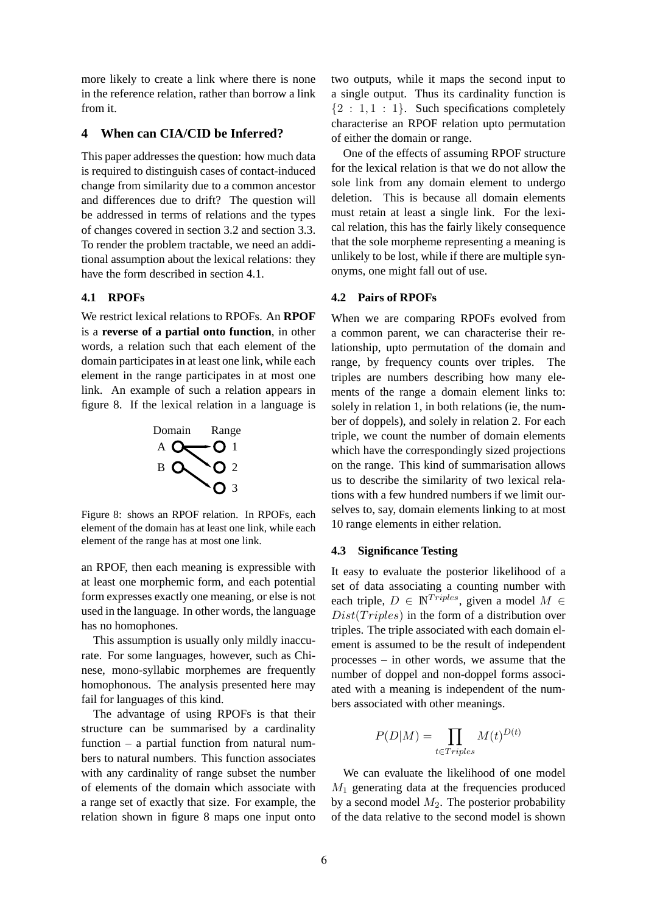more likely to create a link where there is none in the reference relation, rather than borrow a link from it.

## 4 When can CIA/CID be Inferred?

This paper addresses the question: how much data is required to distinguish cases of contact-induced change from similarity due to a common ancestor and differences due to drift? The question will be addressed in terms of relations and the types of changes covered in section 3.2 and section 3.3. To render the problem tractable, we need an additional assumption about the lexical relations: they have the form described in section 4.1.

### 4.1 RPOFs

We restrict lexical relations to RPOFs. An **RPOF** is a **reverse of a partial onto function**, in other words, a relation such that each element of the domain participates in at least one link, while each element in the range participates in at most one link. An example of such a relation appears in figure 8. If the lexical relation in a language is

Figure 8: shows an RPOF relation. In RPOFs, each element of the domain has at least one link, while each element of the range has at most one link.

an RPOF, then each meaning is expressible with at least one morphemic form, and each potential form expresses exactly one meaning, or else is not used in the language. In other words, the language has no homophones.

This assumption is usually only mildly inaccurate. For some languages, however, such as Chinese, mono-syllabic morphemes are frequently homophonous. The analysis presented here may fail for languages of this kind.

The advantage of using RPOFs is that their structure can be summarised by a cardinality function – a partial function from natural numbers to natural numbers. This function associates with any cardinality of range subset the number of elements of the domain which associate with a range set of exactly that size. For example, the relation shown in figure 8 maps one input onto two outputs, while it maps the second input to a single output. Thus its cardinality function is $\{2 : 1, 1 : 1\}$. Such specifications completely characterise an RPOF relation upto permutation of either the domain or range.

One of the effects of assuming RPOF structure for the lexical relation is that we do not allow the sole link from any domain element to undergo deletion. This is because all domain elements must retain at least a single link. For the lexical relation, this has the fairly likely consequence that the sole morpheme representing a meaning is unlikely to be lost, while if there are multiple synonyms, one might fall out of use.

### 4.2 Pairs of RPOFs

When we are comparing RPOFs evolved from a common parent, we can characterise their relationship, upto permutation of the domain and range, by frequency counts over triples. The triples are numbers describing how many elements of the range a domain element links to: solely in relation 1, in both relations (ie, the number of doppels), and solely in relation 2. For each triple, we count the number of domain elements which have the correspondingly sized projections on the range. This kind of summarisation allows us to describe the similarity of two lexical relations with a few hundred numbers if we limit ourselves to, say, domain elements linking to at most 10 range elements in either relation.

### 4.3 Significance Testing

It easy to evaluate the posterior likelihood of a set of data associating a counting number with each triple, $D \in \mathbb{N}^{Triples}$, given a model $M \in Dist(Triples)$ in the form of a distribution over triples. The triple associated with each domain element is assumed to be the result of independent processes – in other words, we assume that the number of doppel and non-doppel forms associated with a meaning is independent of the numbers associated with other meanings.

$$P(D|M) = \prod_{t \in Triples} M(t)^{D(t)}$$

We can evaluate the likelihood of one model $M_1$ generating data at the frequencies produced by a second model $M_2$. The posterior probability of the data relative to the second model is shown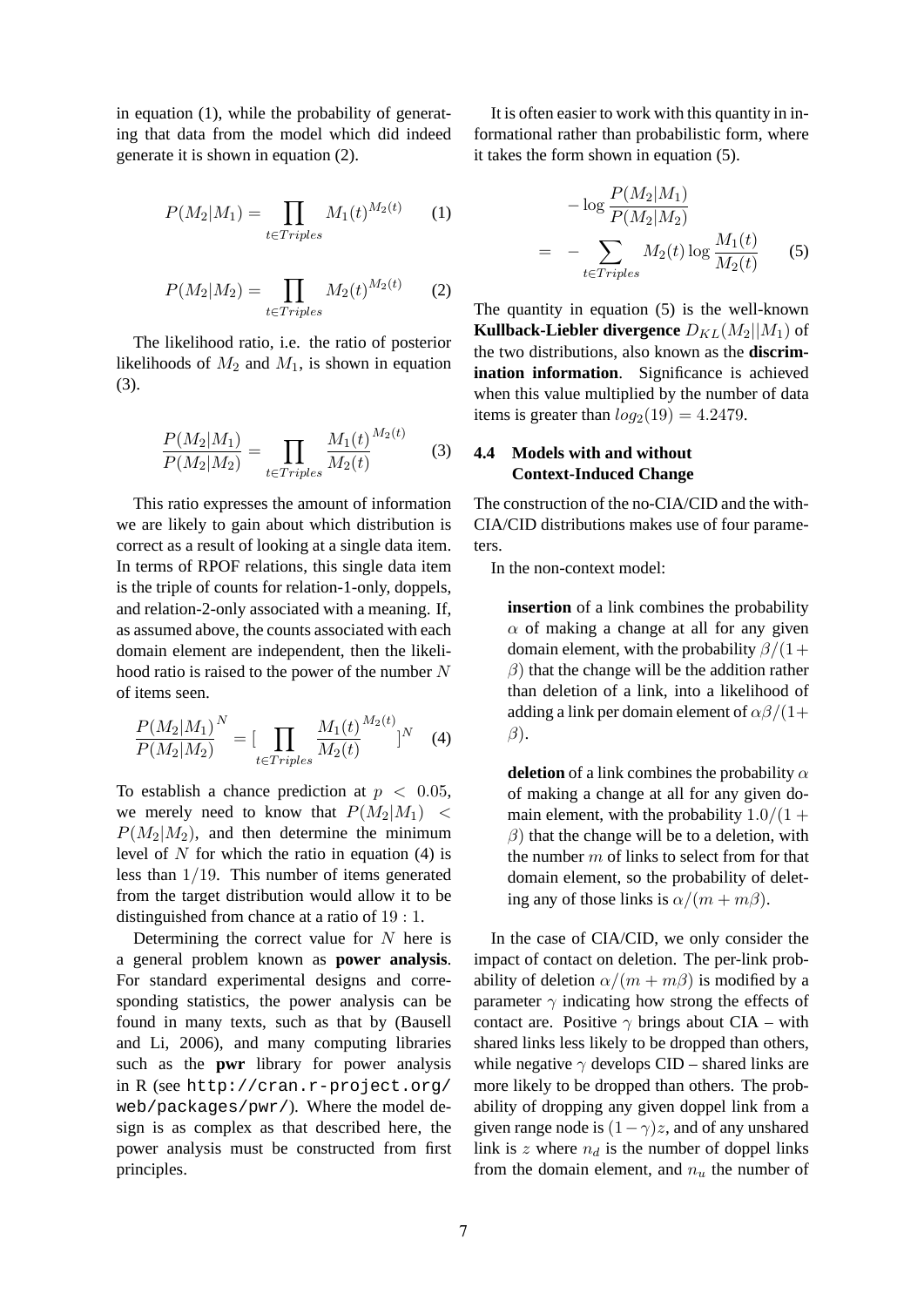in equation (1), while the probability of generating that data from the model which did indeed generate it is shown in equation (2).

$$P(M_2|M_1) = \prod_{t \in Triples} M_1(t)^{M_2(t)} \quad (1)$$

$$P(M_2|M_2) = \prod_{t \in Triples} M_2(t)^{M_2(t)} \quad (2)$$

The likelihood ratio, i.e. the ratio of posterior likelihoods of $M_2$ and $M_1$, is shown in equation (3).

$$\frac{P(M_2|M_1)}{P(M_2|M_2)} = \prod_{t \in Triples} \frac{M_1(t)}{M_2(t)}^{M_2(t)} \quad (3)$$

This ratio expresses the amount of information we are likely to gain about which distribution is correct as a result of looking at a single data item. In terms of RPOF relations, this single data item is the triple of counts for relation-1-only, doppels, and relation-2-only associated with a meaning. If, as assumed above, the counts associated with each domain element are independent, then the likelihood ratio is raised to the power of the number $N$ of items seen.

$$\frac{P(M_2|M_1)}{P(M_2|M_2)}^N = [\prod_{t \in Triples} \frac{M_1(t)}{M_2(t)}^{M_2(t)}]^N \quad (4)$$

To establish a chance prediction at $p < 0.05$, we merely need to know that $P(M_2|M_1) < P(M_2|M_2)$, and then determine the minimum level of $N$ for which the ratio in equation (4) is less than $1/19$. This number of items generated from the target distribution would allow it to be distinguished from chance at a ratio of $19:1$.

Determining the correct value for $N$ here is a general problem known as **power analysis**. For standard experimental designs and corresponding statistics, the power analysis can be found in many texts, such as that by (Bausell and Li, 2006), and many computing libraries such as the **pwr** library for power analysis in R (see `http://cran.r-project.org/web/packages/pwr/`). Where the model design is as complex as that described here, the power analysis must be constructed from first principles.

It is often easier to work with this quantity in informational rather than probabilistic form, where it takes the form shown in equation (5).

$$\begin{aligned} & -\log \frac{P(M_2|M_1)}{P(M_2|M_2)} \\ = & -\sum_{t \in Triples} M_2(t) \log \frac{M_1(t)}{M_2(t)} \end{aligned} \quad (5)$$

The quantity in equation (5) is the well-known **Kullback-Liebler divergence** $D_{KL}(M_2||M_1)$ of the two distributions, also known as the **discrimination information**. Significance is achieved when this value multiplied by the number of data items is greater than $log_2(19) = 4.2479$.

### 4.4 Models with and without Context-Induced Change

The construction of the no-CIA/CID and the with-CIA/CID distributions makes use of four parameters.

In the non-context model:

> **insertion** of a link combines the probability $\alpha$ of making a change at all for any given domain element, with the probability $\beta/(1+\beta)$ that the change will be the addition rather than deletion of a link, into a likelihood of adding a link per domain element of $\alpha\beta/(1+\beta)$.
>
> **deletion** of a link combines the probability $\alpha$ of making a change at all for any given domain element, with the probability $1.0/(1+\beta)$ that the change will be to a deletion, with the number $m$ of links to select from for that domain element, so the probability of deleting any of those links is $\alpha/(m + m\beta)$.

In the case of CIA/CID, we only consider the impact of contact on deletion. The per-link probability of deletion $\alpha/(m + m\beta)$ is modified by a parameter $\gamma$ indicating how strong the effects of contact are. Positive $\gamma$ brings about CIA – with shared links less likely to be dropped than others, while negative $\gamma$ develops CID – shared links are more likely to be dropped than others. The probability of dropping any given doppel link from a given range node is $(1-\gamma)z$, and of any unshared link is $z$ where $n_d$ is the number of doppel links from the domain element, and $n_u$ the number of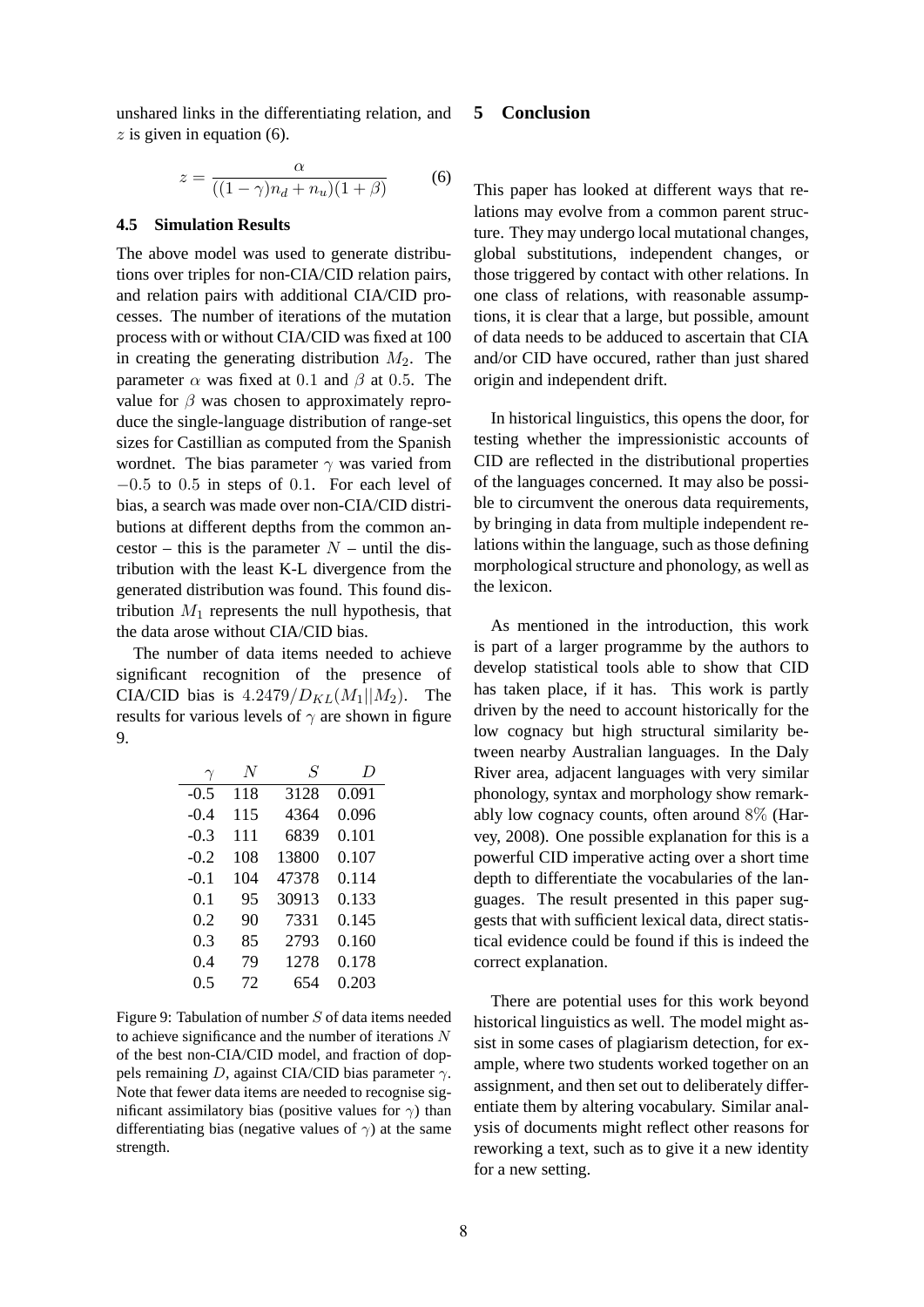unshared links in the differentiating relation, and $z$ is given in equation (6).

$$z = \frac{\alpha}{((1-\gamma)n_d + n_u)(1+\beta)} \qquad (6)$$

### 4.5 Simulation Results

The above model was used to generate distributions over triples for non-CIA/CID relation pairs, and relation pairs with additional CIA/CID processes. The number of iterations of the mutation process with or without CIA/CID was fixed at 100 in creating the generating distribution $M_2$. The parameter $\alpha$ was fixed at $0.1$ and $\beta$ at $0.5$. The value for $\beta$ was chosen to approximately reproduce the single-language distribution of range-set sizes for Castillian as computed from the Spanish wordnet. The bias parameter $\gamma$ was varied from $-0.5$ to $0.5$ in steps of $0.1$. For each level of bias, a search was made over non-CIA/CID distributions at different depths from the common ancestor – this is the parameter $N$ – until the distribution with the least K-L divergence from the generated distribution was found. This found distribution $M_1$ represents the null hypothesis, that the data arose without CIA/CID bias.

The number of data items needed to achieve significant recognition of the presence of CIA/CID bias is $4.2479/D_{KL}(M_1||M_2)$. The results for various levels of $\gamma$ are shown in figure 9.

| $\gamma$ | $N$ | $S$ | $D$ |
|---|---|---|---|
| -0.5 | 118 | 3128 | 0.091 |
| -0.4 | 115 | 4364 | 0.096 |
| -0.3 | 111 | 6839 | 0.101 |
| -0.2 | 108 | 13800 | 0.107 |
| -0.1 | 104 | 47378 | 0.114 |
| 0.1 | 95 | 30913 | 0.133 |
| 0.2 | 90 | 7331 | 0.145 |
| 0.3 | 85 | 2793 | 0.160 |
| 0.4 | 79 | 1278 | 0.178 |
| 0.5 | 72 | 654 | 0.203 |

Figure 9: Tabulation of number $S$ of data items needed to achieve significance and the number of iterations $N$ of the best non-CIA/CID model, and fraction of doppels remaining $D$, against CIA/CID bias parameter $\gamma$. Note that fewer data items are needed to recognise significant assimilatory bias (positive values for $\gamma$) than differentiating bias (negative values of $\gamma$) at the same strength.

## 5 Conclusion

This paper has looked at different ways that relations may evolve from a common parent structure. They may undergo local mutational changes, global substitutions, independent changes, or those triggered by contact with other relations. In one class of relations, with reasonable assumptions, it is clear that a large, but possible, amount of data needs to be adduced to ascertain that CIA and/or CID have occured, rather than just shared origin and independent drift.

In historical linguistics, this opens the door, for testing whether the impressionistic accounts of CID are reflected in the distributional properties of the languages concerned. It may also be possible to circumvent the onerous data requirements, by bringing in data from multiple independent relations within the language, such as those defining morphological structure and phonology, as well as the lexicon.

As mentioned in the introduction, this work is part of a larger programme by the authors to develop statistical tools able to show that CID has taken place, if it has. This work is partly driven by the need to account historically for the low cognacy but high structural similarity between nearby Australian languages. In the Daly River area, adjacent languages with very similar phonology, syntax and morphology show remarkably low cognacy counts, often around $8\%$ (Harvey, 2008). One possible explanation for this is a powerful CID imperative acting over a short time depth to differentiate the vocabularies of the languages. The result presented in this paper suggests that with sufficient lexical data, direct statistical evidence could be found if this is indeed the correct explanation.

There are potential uses for this work beyond historical linguistics as well. The model might assist in some cases of plagiarism detection, for example, where two students worked together on an assignment, and then set out to deliberately differentiate them by altering vocabulary. Similar analysis of documents might reflect other reasons for reworking a text, such as to give it a new identity for a new setting.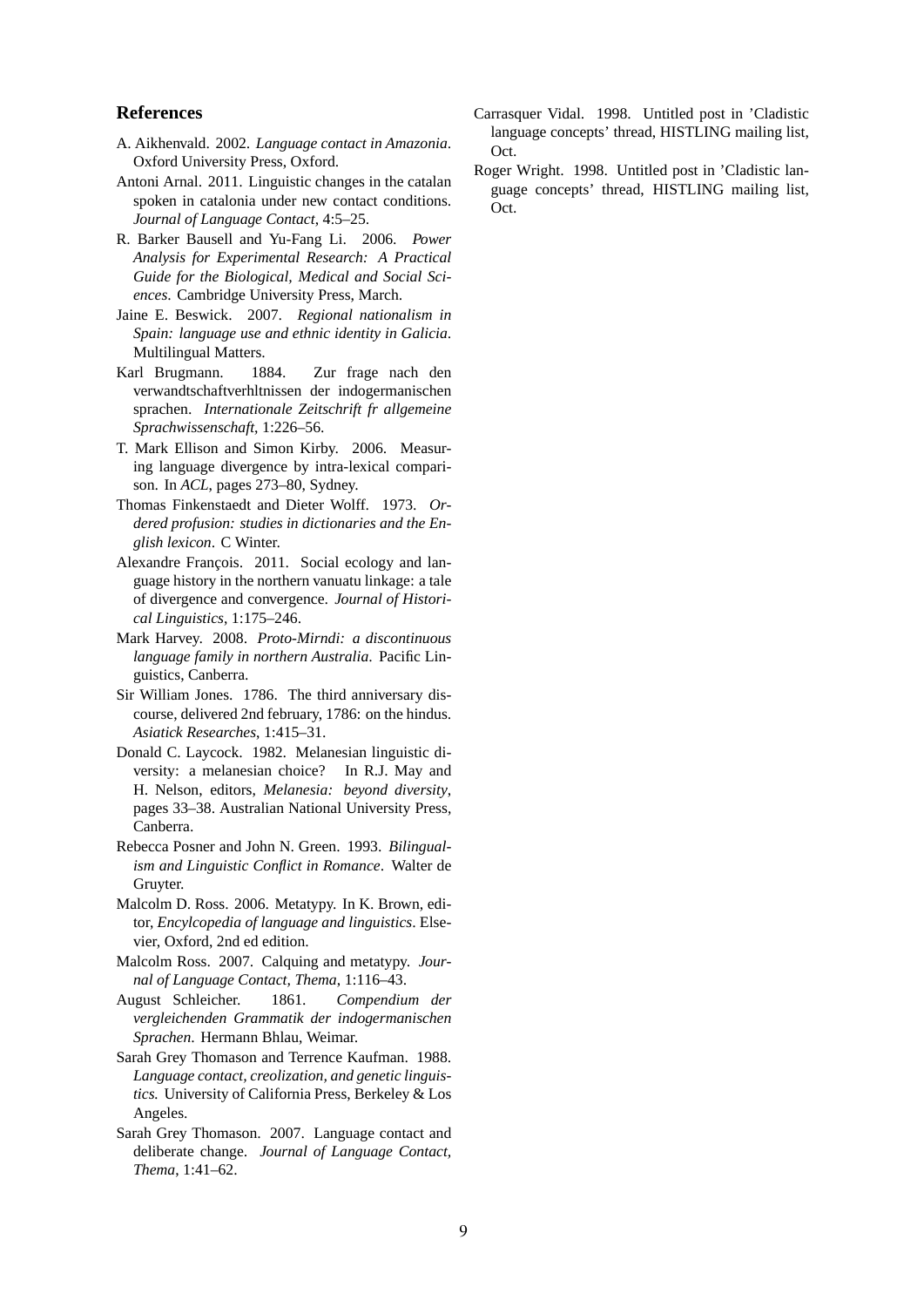## References

A. Aikhenvald. 2002. *Language contact in Amazonia*. Oxford University Press, Oxford.

Antoni Arnal. 2011. Linguistic changes in the catalan spoken in catalonia under new contact conditions. *Journal of Language Contact*, 4:5–25.

R. Barker Bausell and Yu-Fang Li. 2006. *Power Analysis for Experimental Research: A Practical Guide for the Biological, Medical and Social Sciences*. Cambridge University Press, March.

Jaine E. Beswick. 2007. *Regional nationalism in Spain: language use and ethnic identity in Galicia*. Multilingual Matters.

Karl Brugmann. 1884. Zur frage nach den verwandtschaftverhltnissen der indogermanischen sprachen. *Internationale Zeitschrift fr allgemeine Sprachwissenschaft*, 1:226–56.

T. Mark Ellison and Simon Kirby. 2006. Measuring language divergence by intra-lexical comparison. In *ACL*, pages 273–80, Sydney.

Thomas Finkenstaedt and Dieter Wolff. 1973. *Ordered profusion: studies in dictionaries and the English lexicon*. C Winter.

Alexandre François. 2011. Social ecology and language history in the northern vanuatu linkage: a tale of divergence and convergence. *Journal of Historical Linguistics*, 1:175–246.

Mark Harvey. 2008. *Proto-Mirndi: a discontinuous language family in northern Australia*. Pacific Linguistics, Canberra.

Sir William Jones. 1786. The third anniversary discourse, delivered 2nd february, 1786: on the hindus. *Asiatick Researches*, 1:415–31.

Donald C. Laycock. 1982. Melanesian linguistic diversity: a melanesian choice? In R.J. May and H. Nelson, editors, *Melanesia: beyond diversity*, pages 33–38. Australian National University Press, Canberra.

Rebecca Posner and John N. Green. 1993. *Bilingualism and Linguistic Conflict in Romance*. Walter de Gruyter.

Malcolm D. Ross. 2006. Metatypy. In K. Brown, editor, *Encylcopedia of language and linguistics*. Elsevier, Oxford, 2nd ed edition.

Malcolm Ross. 2007. Calquing and metatypy. *Journal of Language Contact, Thema*, 1:116–43.

August Schleicher. 1861. *Compendium der vergleichenden Grammatik der indogermanischen Sprachen*. Hermann Bhlau, Weimar.

Sarah Grey Thomason and Terrence Kaufman. 1988. *Language contact, creolization, and genetic linguistics.* University of California Press, Berkeley & Los Angeles.

Sarah Grey Thomason. 2007. Language contact and deliberate change. *Journal of Language Contact, Thema*, 1:41–62.

Carrasquer Vidal. 1998. Untitled post in 'Cladistic language concepts' thread, HISTLING mailing list, Oct.

Roger Wright. 1998. Untitled post in 'Cladistic language concepts' thread, HISTLING mailing list, Oct.